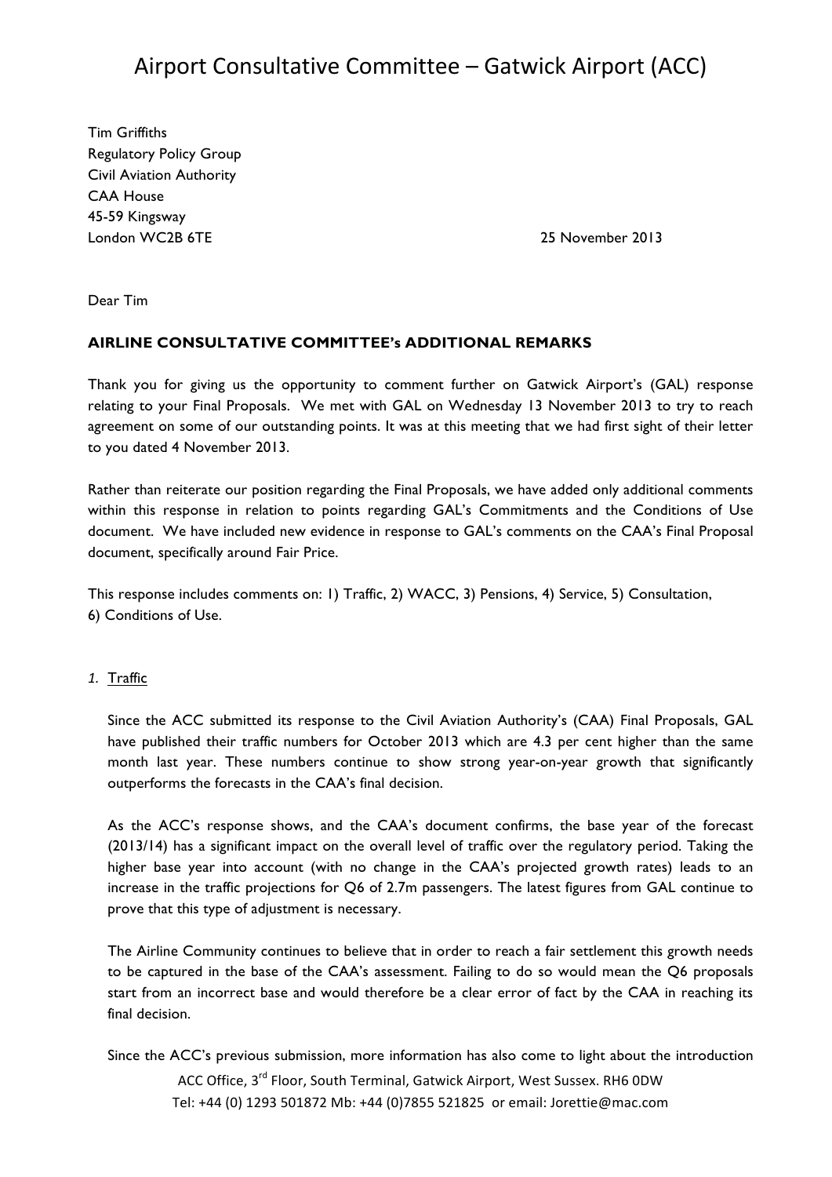# Airport Consultative Committee – Gatwick Airport (ACC)

Tim Griffiths
Regulatory Policy Group
Civil Aviation Authority
CAA House
45-59 Kingsway
London WC2B 6TE

25 November 2013

Dear Tim

**AIRLINE CONSULTATIVE COMMITTEE's ADDITIONAL REMARKS**

Thank you for giving us the opportunity to comment further on Gatwick Airport's (GAL) response relating to your Final Proposals. We met with GAL on Wednesday 13 November 2013 to try to reach agreement on some of our outstanding points. It was at this meeting that we had first sight of their letter to you dated 4 November 2013.

Rather than reiterate our position regarding the Final Proposals, we have added only additional comments within this response in relation to points regarding GAL's Commitments and the Conditions of Use document. We have included new evidence in response to GAL's comments on the CAA's Final Proposal document, specifically around Fair Price.

This response includes comments on: 1) Traffic, 2) WACC, 3) Pensions, 4) Service, 5) Consultation, 6) Conditions of Use.

*1.* Traffic

Since the ACC submitted its response to the Civil Aviation Authority's (CAA) Final Proposals, GAL have published their traffic numbers for October 2013 which are 4.3 per cent higher than the same month last year. These numbers continue to show strong year-on-year growth that significantly outperforms the forecasts in the CAA's final decision.

As the ACC's response shows, and the CAA's document confirms, the base year of the forecast (2013/14) has a significant impact on the overall level of traffic over the regulatory period. Taking the higher base year into account (with no change in the CAA's projected growth rates) leads to an increase in the traffic projections for Q6 of 2.7m passengers. The latest figures from GAL continue to prove that this type of adjustment is necessary.

The Airline Community continues to believe that in order to reach a fair settlement this growth needs to be captured in the base of the CAA's assessment. Failing to do so would mean the Q6 proposals start from an incorrect base and would therefore be a clear error of fact by the CAA in reaching its final decision.

Since the ACC's previous submission, more information has also come to light about the introduction

ACC Office, 3rd Floor, South Terminal, Gatwick Airport, West Sussex. RH6 0DW
Tel: +44 (0) 1293 501872 Mb: +44 (0)7855 521825 or email: Jorettie@mac.com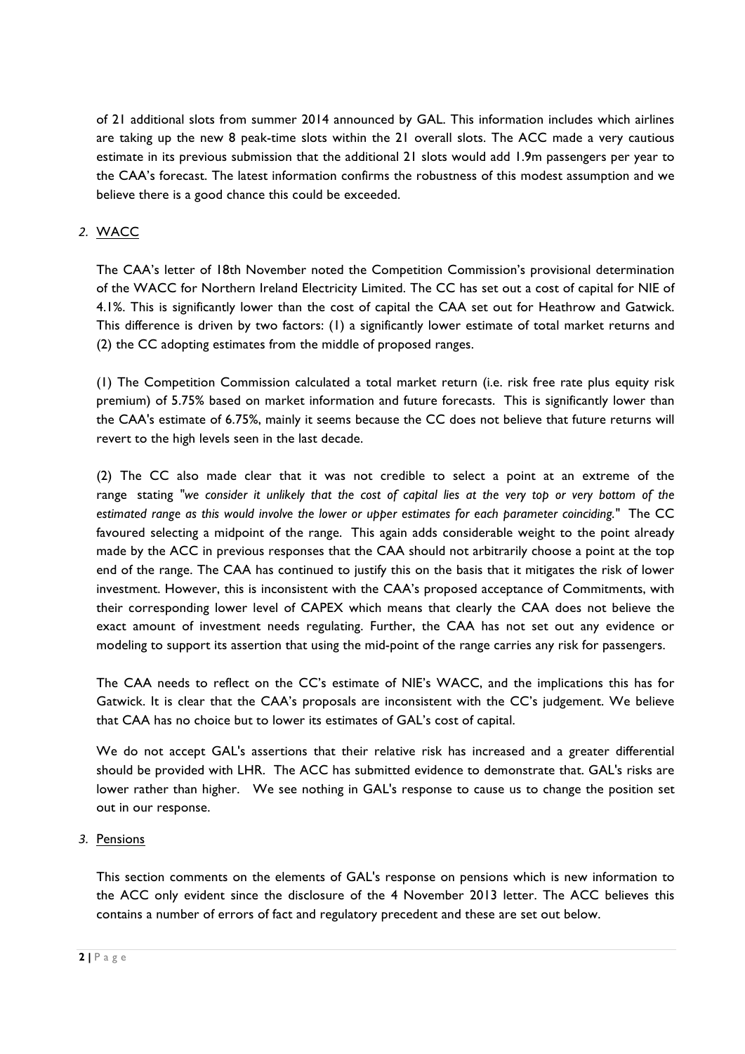of 21 additional slots from summer 2014 announced by GAL. This information includes which airlines are taking up the new 8 peak-time slots within the 21 overall slots. The ACC made a very cautious estimate in its previous submission that the additional 21 slots would add 1.9m passengers per year to the CAA's forecast. The latest information confirms the robustness of this modest assumption and we believe there is a good chance this could be exceeded.

## *2.* WACC

The CAA's letter of 18th November noted the Competition Commission's provisional determination of the WACC for Northern Ireland Electricity Limited. The CC has set out a cost of capital for NIE of 4.1%. This is significantly lower than the cost of capital the CAA set out for Heathrow and Gatwick. This difference is driven by two factors: (1) a significantly lower estimate of total market returns and (2) the CC adopting estimates from the middle of proposed ranges.

(1) The Competition Commission calculated a total market return (i.e. risk free rate plus equity risk premium) of 5.75% based on market information and future forecasts. This is significantly lower than the CAA's estimate of 6.75%, mainly it seems because the CC does not believe that future returns will revert to the high levels seen in the last decade.

(2) The CC also made clear that it was not credible to select a point at an extreme of the range stating "*we consider it unlikely that the cost of capital lies at the very top or very bottom of the estimated range as this would involve the lower or upper estimates for each parameter coinciding.*" The CC favoured selecting a midpoint of the range. This again adds considerable weight to the point already made by the ACC in previous responses that the CAA should not arbitrarily choose a point at the top end of the range. The CAA has continued to justify this on the basis that it mitigates the risk of lower investment. However, this is inconsistent with the CAA's proposed acceptance of Commitments, with their corresponding lower level of CAPEX which means that clearly the CAA does not believe the exact amount of investment needs regulating. Further, the CAA has not set out any evidence or modeling to support its assertion that using the mid-point of the range carries any risk for passengers.

The CAA needs to reflect on the CC's estimate of NIE's WACC, and the implications this has for Gatwick. It is clear that the CAA's proposals are inconsistent with the CC's judgement. We believe that CAA has no choice but to lower its estimates of GAL's cost of capital.

We do not accept GAL's assertions that their relative risk has increased and a greater differential should be provided with LHR. The ACC has submitted evidence to demonstrate that. GAL's risks are lower rather than higher. We see nothing in GAL's response to cause us to change the position set out in our response.

## *3.* Pensions

This section comments on the elements of GAL's response on pensions which is new information to the ACC only evident since the disclosure of the 4 November 2013 letter. The ACC believes this contains a number of errors of fact and regulatory precedent and these are set out below.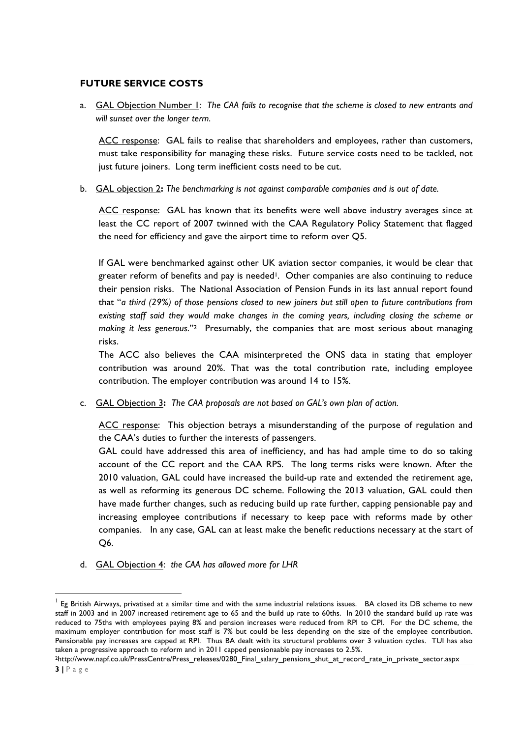## FUTURE SERVICE COSTS

a. GAL Objection Number 1*: The CAA fails to recognise that the scheme is closed to new entrants and will sunset over the longer term.*

   ACC response: GAL fails to realise that shareholders and employees, rather than customers, must take responsibility for managing these risks. Future service costs need to be tackled, not just future joiners. Long term inefficient costs need to be cut.

b. GAL objection 2**:** *The benchmarking is not against comparable companies and is out of date.*

   ACC response: GAL has known that its benefits were well above industry averages since at least the CC report of 2007 twinned with the CAA Regulatory Policy Statement that flagged the need for efficiency and gave the airport time to reform over Q5.

   If GAL were benchmarked against other UK aviation sector companies, it would be clear that greater reform of benefits and pay is needed[1]. Other companies are also continuing to reduce their pension risks. The National Association of Pension Funds in its last annual report found that "*a third (29%) of those pensions closed to new joiners but still open to future contributions from existing staff said they would make changes in the coming years, including closing the scheme or making it less generous.*"[2] Presumably, the companies that are most serious about managing risks.

   The ACC also believes the CAA misinterpreted the ONS data in stating that employer contribution was around 20%. That was the total contribution rate, including employee contribution. The employer contribution was around 14 to 15%.

c. GAL Objection 3**:** *The CAA proposals are not based on GAL's own plan of action.*

   ACC response: This objection betrays a misunderstanding of the purpose of regulation and the CAA's duties to further the interests of passengers.

   GAL could have addressed this area of inefficiency, and has had ample time to do so taking account of the CC report and the CAA RPS. The long terms risks were known. After the 2010 valuation, GAL could have increased the build-up rate and extended the retirement age, as well as reforming its generous DC scheme. Following the 2013 valuation, GAL could then have made further changes, such as reducing build up rate further, capping pensionable pay and increasing employee contributions if necessary to keep pace with reforms made by other companies. In any case, GAL can at least make the benefit reductions necessary at the start of Q6.

d. GAL Objection 4: *the CAA has allowed more for LHR*

---

[1] Eg British Airways, privatised at a similar time and with the same industrial relations issues. BA closed its DB scheme to new staff in 2003 and in 2007 increased retirement age to 65 and the build up rate to 60ths. In 2010 the standard build up rate was reduced to 75ths with employees paying 8% and pension increases were reduced from RPI to CPI. For the DC scheme, the maximum employer contribution for most staff is 7% but could be less depending on the size of the employee contribution. Pensionable pay increases are capped at RPI. Thus BA dealt with its structural problems over 3 valuation cycles. TUI has also taken a progressive approach to reform and in 2011 capped pensionable pay increases to 2.5%.

[2] http://www.napf.co.uk/PressCentre/Press_releases/0280_Final_salary_pensions_shut_at_record_rate_in_private_sector.aspx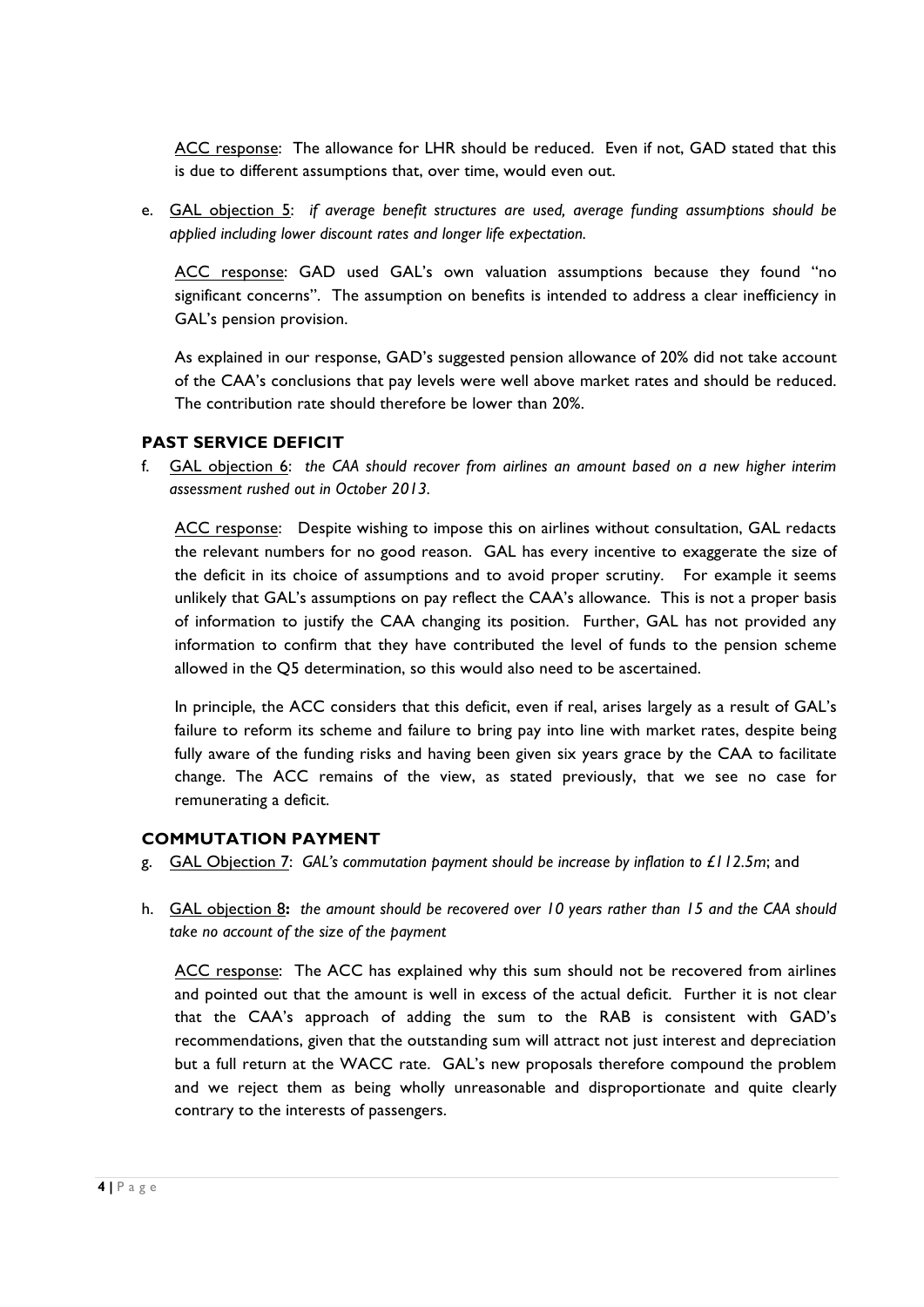ACC response: The allowance for LHR should be reduced. Even if not, GAD stated that this is due to different assumptions that, over time, would even out.

e. GAL objection 5: *if average benefit structures are used, average funding assumptions should be applied including lower discount rates and longer life expectation.*

   ACC response: GAD used GAL's own valuation assumptions because they found "no significant concerns". The assumption on benefits is intended to address a clear inefficiency in GAL's pension provision.

   As explained in our response, GAD's suggested pension allowance of 20% did not take account of the CAA's conclusions that pay levels were well above market rates and should be reduced. The contribution rate should therefore be lower than 20%.

### PAST SERVICE DEFICIT

f. GAL objection 6: *the CAA should recover from airlines an amount based on a new higher interim assessment rushed out in October 2013.*

   ACC response: Despite wishing to impose this on airlines without consultation, GAL redacts the relevant numbers for no good reason. GAL has every incentive to exaggerate the size of the deficit in its choice of assumptions and to avoid proper scrutiny. For example it seems unlikely that GAL's assumptions on pay reflect the CAA's allowance. This is not a proper basis of information to justify the CAA changing its position. Further, GAL has not provided any information to confirm that they have contributed the level of funds to the pension scheme allowed in the Q5 determination, so this would also need to be ascertained.

   In principle, the ACC considers that this deficit, even if real, arises largely as a result of GAL's failure to reform its scheme and failure to bring pay into line with market rates, despite being fully aware of the funding risks and having been given six years grace by the CAA to facilitate change. The ACC remains of the view, as stated previously, that we see no case for remunerating a deficit.

### COMMUTATION PAYMENT

g. GAL Objection 7: *GAL's commutation payment should be increase by inflation to £112.5m*; and

h. GAL objection 8**:** *the amount should be recovered over 10 years rather than 15 and the CAA should take no account of the size of the payment*

   ACC response: The ACC has explained why this sum should not be recovered from airlines and pointed out that the amount is well in excess of the actual deficit. Further it is not clear that the CAA's approach of adding the sum to the RAB is consistent with GAD's recommendations, given that the outstanding sum will attract not just interest and depreciation but a full return at the WACC rate. GAL's new proposals therefore compound the problem and we reject them as being wholly unreasonable and disproportionate and quite clearly contrary to the interests of passengers.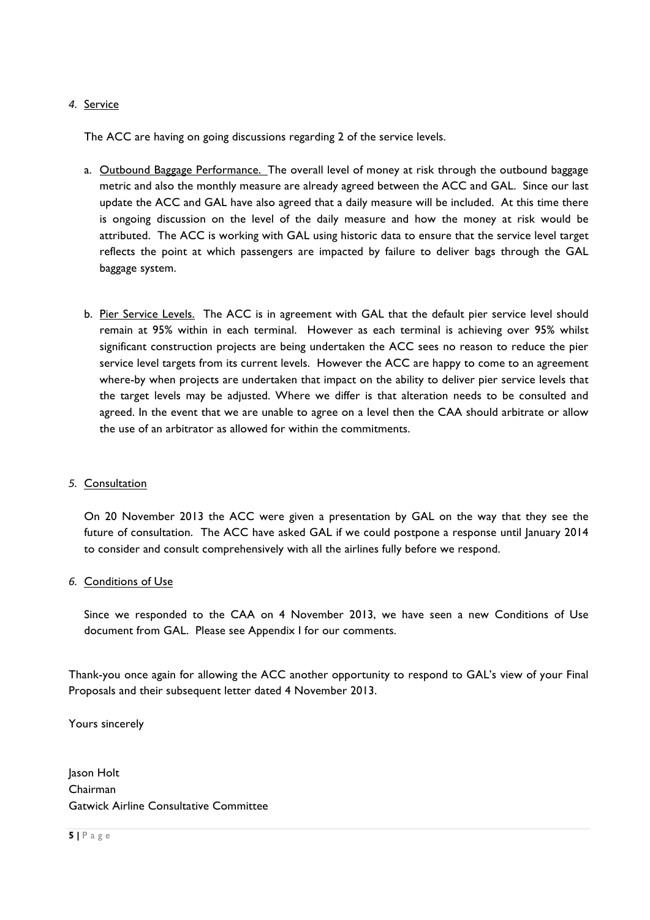4. Service

The ACC are having on going discussions regarding 2 of the service levels.

a. Outbound Baggage Performance. The overall level of money at risk through the outbound baggage metric and also the monthly measure are already agreed between the ACC and GAL. Since our last update the ACC and GAL have also agreed that a daily measure will be included. At this time there is ongoing discussion on the level of the daily measure and how the money at risk would be attributed. The ACC is working with GAL using historic data to ensure that the service level target reflects the point at which passengers are impacted by failure to deliver bags through the GAL baggage system.

b. Pier Service Levels. The ACC is in agreement with GAL that the default pier service level should remain at 95% within in each terminal. However as each terminal is achieving over 95% whilst significant construction projects are being undertaken the ACC sees no reason to reduce the pier service level targets from its current levels. However the ACC are happy to come to an agreement where-by when projects are undertaken that impact on the ability to deliver pier service levels that the target levels may be adjusted. Where we differ is that alteration needs to be consulted and agreed. In the event that we are unable to agree on a level then the CAA should arbitrate or allow the use of an arbitrator as allowed for within the commitments.

5. Consultation

On 20 November 2013 the ACC were given a presentation by GAL on the way that they see the future of consultation. The ACC have asked GAL if we could postpone a response until January 2014 to consider and consult comprehensively with all the airlines fully before we respond.

6. Conditions of Use

Since we responded to the CAA on 4 November 2013, we have seen a new Conditions of Use document from GAL. Please see Appendix I for our comments.

Thank-you once again for allowing the ACC another opportunity to respond to GAL's view of your Final Proposals and their subsequent letter dated 4 November 2013.

Yours sincerely

Jason Holt
Chairman
Gatwick Airline Consultative Committee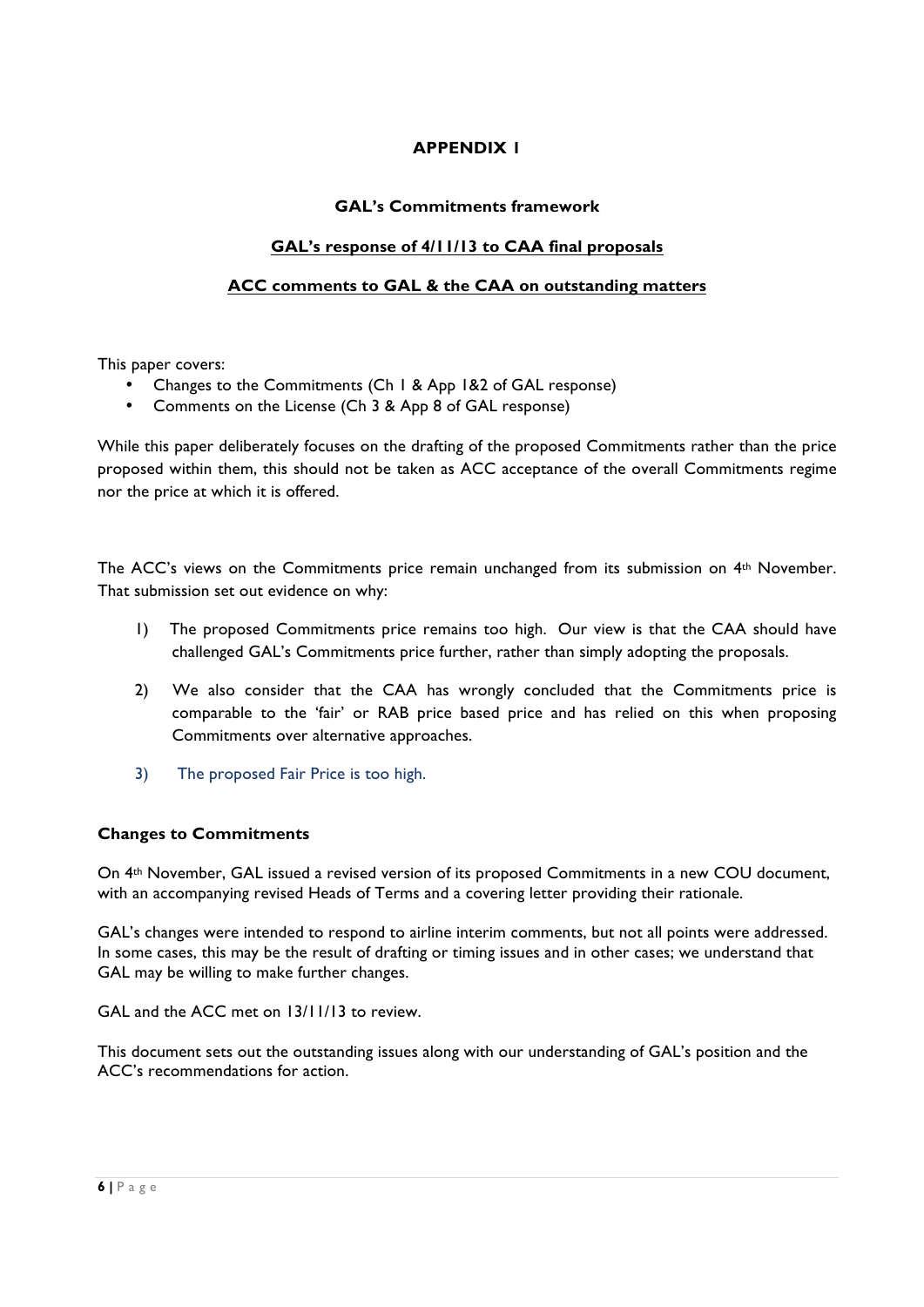**APPENDIX 1**

**GAL's Commitments framework**

**GAL's response of 4/11/13 to CAA final proposals**

**ACC comments to GAL & the CAA on outstanding matters**

This paper covers:

- Changes to the Commitments (Ch 1 & App 1&2 of GAL response)
- Comments on the License (Ch 3 & App 8 of GAL response)

While this paper deliberately focuses on the drafting of the proposed Commitments rather than the price proposed within them, this should not be taken as ACC acceptance of the overall Commitments regime nor the price at which it is offered.

The ACC's views on the Commitments price remain unchanged from its submission on 4th November. That submission set out evidence on why:

1) The proposed Commitments price remains too high. Our view is that the CAA should have challenged GAL's Commitments price further, rather than simply adopting the proposals.

2) We also consider that the CAA has wrongly concluded that the Commitments price is comparable to the 'fair' or RAB price based price and has relied on this when proposing Commitments over alternative approaches.

3) The proposed Fair Price is too high.

**Changes to Commitments**

On 4th November, GAL issued a revised version of its proposed Commitments in a new COU document, with an accompanying revised Heads of Terms and a covering letter providing their rationale.

GAL's changes were intended to respond to airline interim comments, but not all points were addressed. In some cases, this may be the result of drafting or timing issues and in other cases; we understand that GAL may be willing to make further changes.

GAL and the ACC met on 13/11/13 to review.

This document sets out the outstanding issues along with our understanding of GAL's position and the ACC's recommendations for action.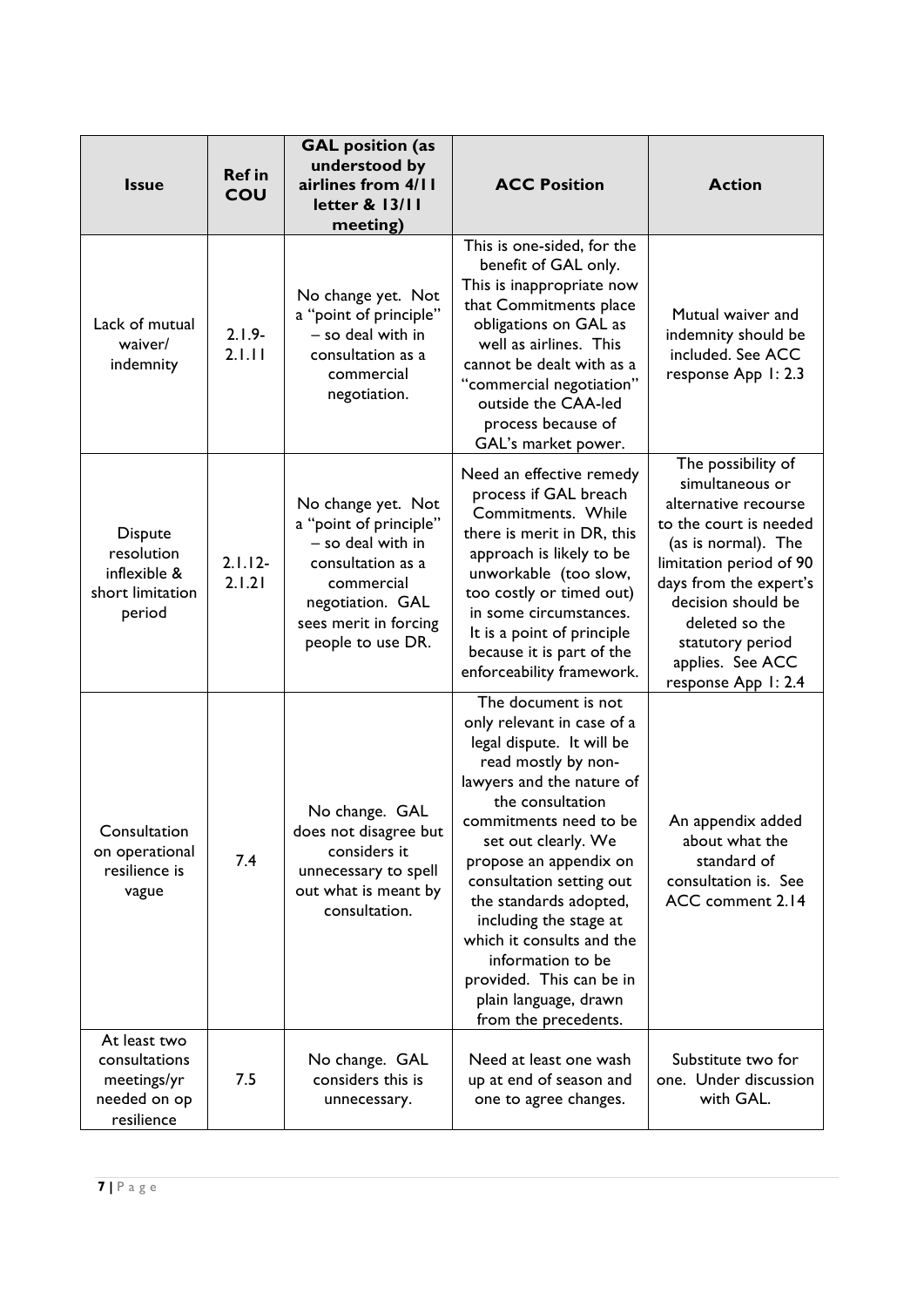| Issue | Ref in COU | GAL position (as understood by airlines from 4/11 letter & 13/11 meeting) | ACC Position | Action |
|---|---|---|---|---|
| Lack of mutual waiver/ indemnity | 2.1.9-2.1.11 | No change yet. Not a "point of principle" – so deal with in consultation as a commercial negotiation. | This is one-sided, for the benefit of GAL only. This is inappropriate now that Commitments place obligations on GAL as well as airlines. This cannot be dealt with as a "commercial negotiation" outside the CAA-led process because of GAL's market power. | Mutual waiver and indemnity should be included. See ACC response App 1: 2.3 |
| Dispute resolution inflexible & short limitation period | 2.1.12-2.1.21 | No change yet. Not a "point of principle" – so deal with in consultation as a commercial negotiation. GAL sees merit in forcing people to use DR. | Need an effective remedy process if GAL breach Commitments. While there is merit in DR, this approach is likely to be unworkable (too slow, too costly or timed out) in some circumstances. It is a point of principle because it is part of the enforceability framework. | The possibility of simultaneous or alternative recourse to the court is needed (as is normal). The limitation period of 90 days from the expert's decision should be deleted so the statutory period applies. See ACC response App 1: 2.4 |
| Consultation on operational resilience is vague | 7.4 | No change. GAL does not disagree but considers it unnecessary to spell out what is meant by consultation. | The document is not only relevant in case of a legal dispute. It will be read mostly by non-lawyers and the nature of the consultation commitments need to be set out clearly. We propose an appendix on consultation setting out the standards adopted, including the stage at which it consults and the information to be provided. This can be in plain language, drawn from the precedents. | An appendix added about what the standard of consultation is. See ACC comment 2.14 |
| At least two consultations meetings/yr needed on op resilience | 7.5 | No change. GAL considers this is unnecessary. | Need at least one wash up at end of season and one to agree changes. | Substitute two for one. Under discussion with GAL. |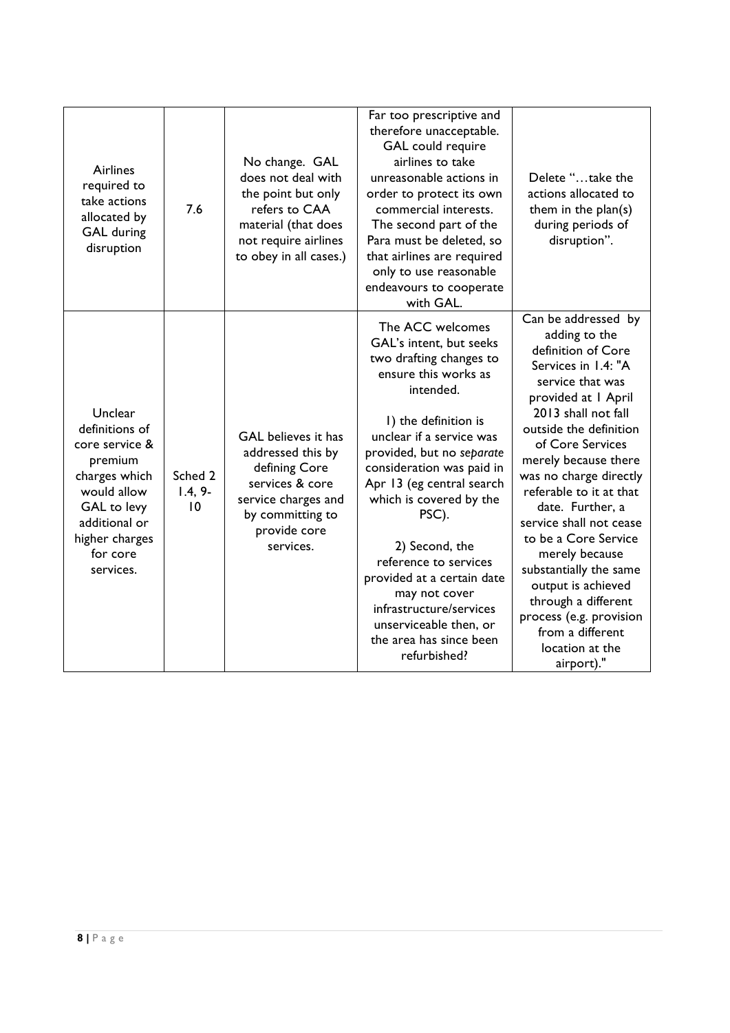| Airlines required to take actions allocated by GAL during disruption | 7.6 | No change. GAL does not deal with the point but only refers to CAA material (that does not require airlines to obey in all cases.) | Far too prescriptive and therefore unacceptable. GAL could require airlines to take unreasonable actions in order to protect its own commercial interests. The second part of the Para must be deleted, so that airlines are required only to use reasonable endeavours to cooperate with GAL. | Delete "…take the actions allocated to them in the plan(s) during periods of disruption". |
|---|---|---|---|---|
| Unclear definitions of core service & premium charges which would allow GAL to levy additional or higher charges for core services. | Sched 2 1.4, 9-10 | GAL believes it has addressed this by defining Core services & core service charges and by committing to provide core services. | The ACC welcomes GAL's intent, but seeks two drafting changes to ensure this works as intended.<br><br>1) the definition is unclear if a service was provided, but no *separate* consideration was paid in Apr 13 (eg central search which is covered by the PSC).<br><br>2) Second, the reference to services provided at a certain date may not cover infrastructure/services unserviceable then, or the area has since been refurbished? | Can be addressed by adding to the definition of Core Services in 1.4: "A service that was provided at 1 April 2013 shall not fall outside the definition of Core Services merely because there was no charge directly referable to it at that date. Further, a service shall not cease to be a Core Service merely because substantially the same output is achieved through a different process (e.g. provision from a different location at the airport)." |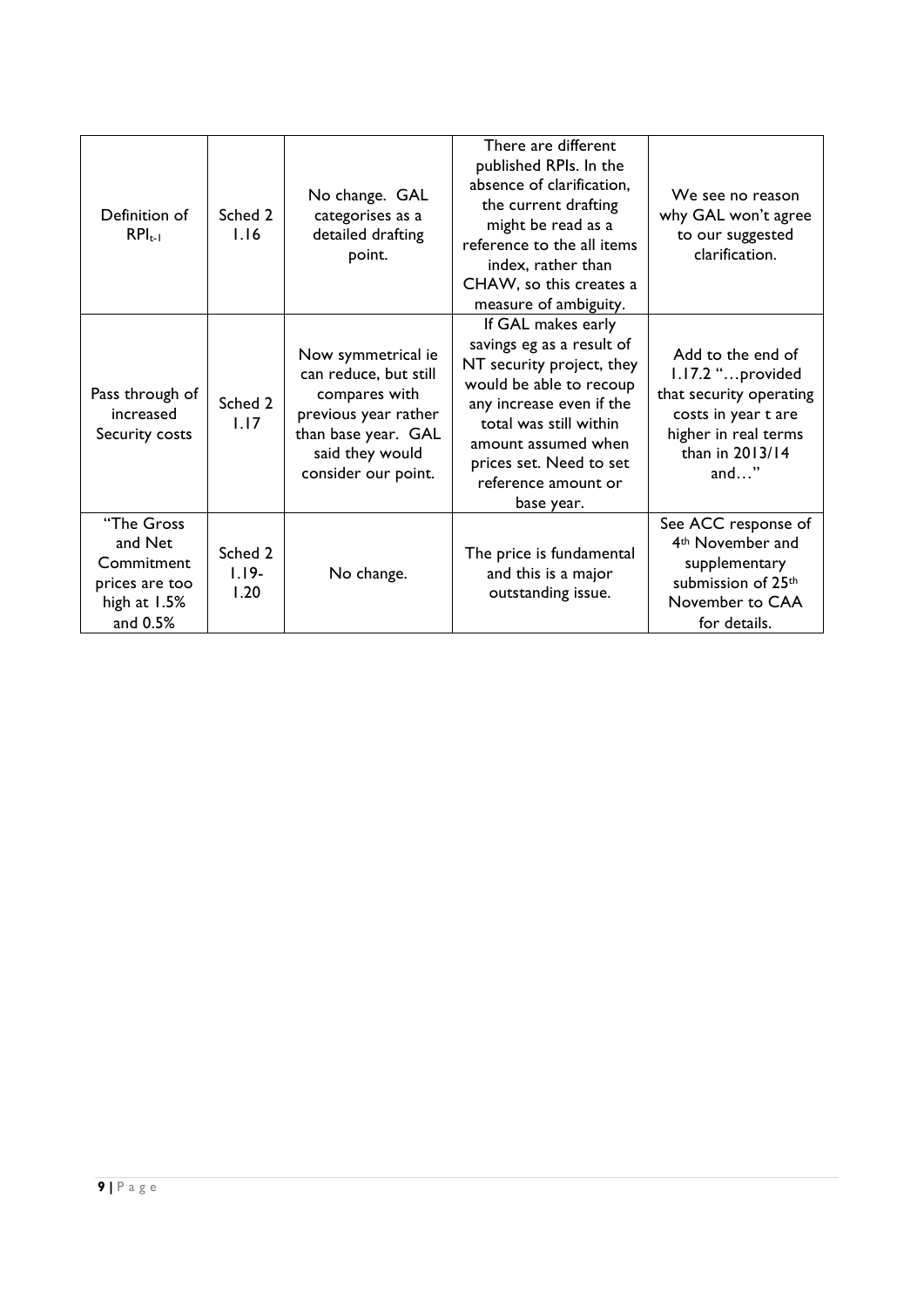| Definition of $RPI_{t-1}$ | Sched 2 1.16 | No change. GAL categorises as a detailed drafting point. | There are different published RPIs. In the absence of clarification, the current drafting might be read as a reference to the all items index, rather than CHAW, so this creates a measure of ambiguity. | We see no reason why GAL won't agree to our suggested clarification. |
|---|---|---|---|---|
| Pass through of increased Security costs | Sched 2 1.17 | Now symmetrical ie can reduce, but still compares with previous year rather than base year. GAL said they would consider our point. | If GAL makes early savings eg as a result of NT security project, they would be able to recoup any increase even if the total was still within amount assumed when prices set. Need to set reference amount or base year. | Add to the end of 1.17.2 "…provided that security operating costs in year t are higher in real terms than in 2013/14 and…" |
| "The Gross and Net Commitment prices are too high at 1.5% and 0.5% | Sched 2 1.19-1.20 | No change. | The price is fundamental and this is a major outstanding issue. | See ACC response of 4th November and supplementary submission of 25th November to CAA for details. |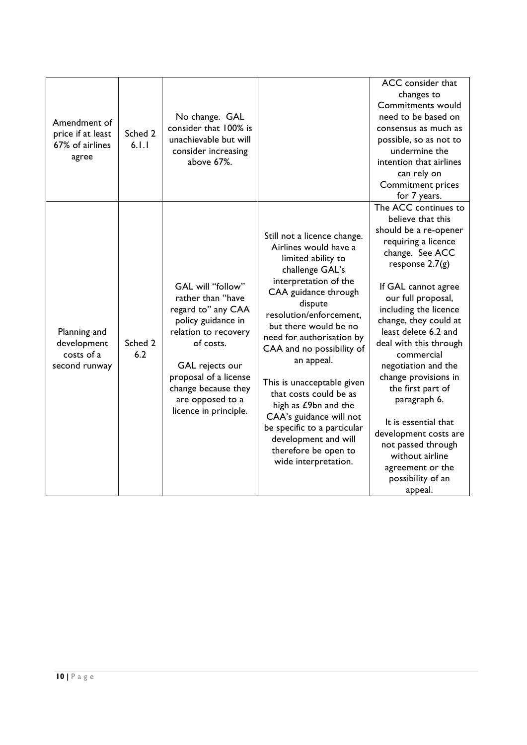| | | | | |
|---|---|---|---|---|
| Amendment of price if at least 67% of airlines agree | Sched 2 6.1.1 | No change. GAL consider that 100% is unachievable but will consider increasing above 67%. | | ACC consider that changes to Commitments would need to be based on consensus as much as possible, so as not to undermine the intention that airlines can rely on Commitment prices for 7 years. |
| Planning and development costs of a second runway | Sched 2 6.2 | GAL will "follow" rather than "have regard to" any CAA policy guidance in relation to recovery of costs.<br><br>GAL rejects our proposal of a license change because they are opposed to a licence in principle. | Still not a licence change. Airlines would have a limited ability to challenge GAL's interpretation of the CAA guidance through dispute resolution/enforcement, but there would be no need for authorisation by CAA and no possibility of an appeal.<br><br>This is unacceptable given that costs could be as high as £9bn and the CAA's guidance will not be specific to a particular development and will therefore be open to wide interpretation. | The ACC continues to believe that this should be a re-opener requiring a licence change. See ACC response 2.7(g)<br><br>If GAL cannot agree our full proposal, including the licence change, they could at least delete 6.2 and deal with this through commercial negotiation and the change provisions in the first part of paragraph 6.<br><br>It is essential that development costs are not passed through without airline agreement or the possibility of an appeal. |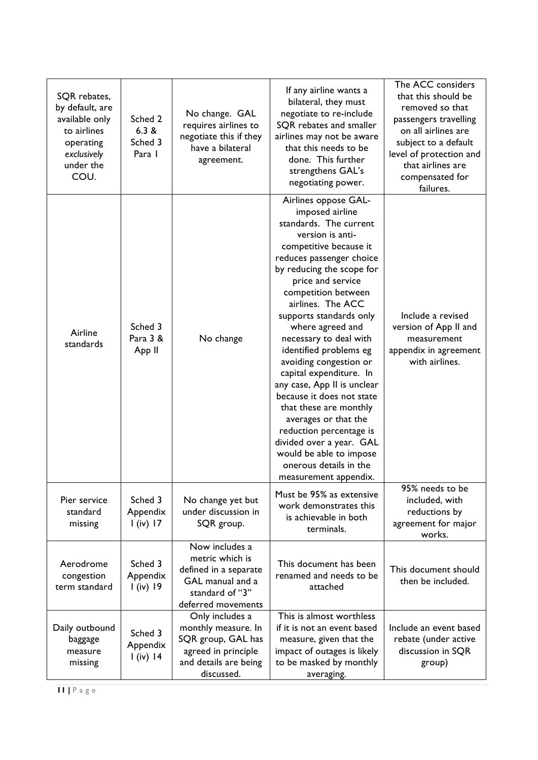| SQR rebates, by default, are available only to airlines operating *exclusively* under the COU. | Sched 2 6.3 & Sched 3 Para 1 | No change. GAL requires airlines to negotiate this if they have a bilateral agreement. | If any airline wants a bilateral, they must negotiate to re-include SQR rebates and smaller airlines may not be aware that this needs to be done. This further strengthens GAL's negotiating power. | The ACC considers that this should be removed so that passengers travelling on all airlines are subject to a default level of protection and that airlines are compensated for failures. |
|---|---|---|---|---|
| Airline standards | Sched 3 Para 3 & App II | No change | Airlines oppose GAL-imposed airline standards. The current version is anti-competitive because it reduces passenger choice by reducing the scope for price and service competition between airlines. The ACC supports standards only where agreed and necessary to deal with identified problems eg avoiding congestion or capital expenditure. In any case, App II is unclear because it does not state that these are monthly averages or that the reduction percentage is divided over a year. GAL would be able to impose onerous details in the measurement appendix. | Include a revised version of App II and measurement appendix in agreement with airlines. |
| Pier service standard missing | Sched 3 Appendix I (iv) 17 | No change yet but under discussion in SQR group. | Must be 95% as extensive work demonstrates this is achievable in both terminals. | 95% needs to be included, with reductions by agreement for major works. |
| Aerodrome congestion term standard | Sched 3 Appendix I (iv) 19 | Now includes a metric which is defined in a separate GAL manual and a standard of "3" deferred movements | This document has been renamed and needs to be attached | This document should then be included. |
| Daily outbound baggage measure missing | Sched 3 Appendix I (iv) 14 | Only includes a monthly measure. In SQR group, GAL has agreed in principle and details are being discussed. | This is almost worthless if it is not an event based measure, given that the impact of outages is likely to be masked by monthly averaging. | Include an event based rebate (under active discussion in SQR group) |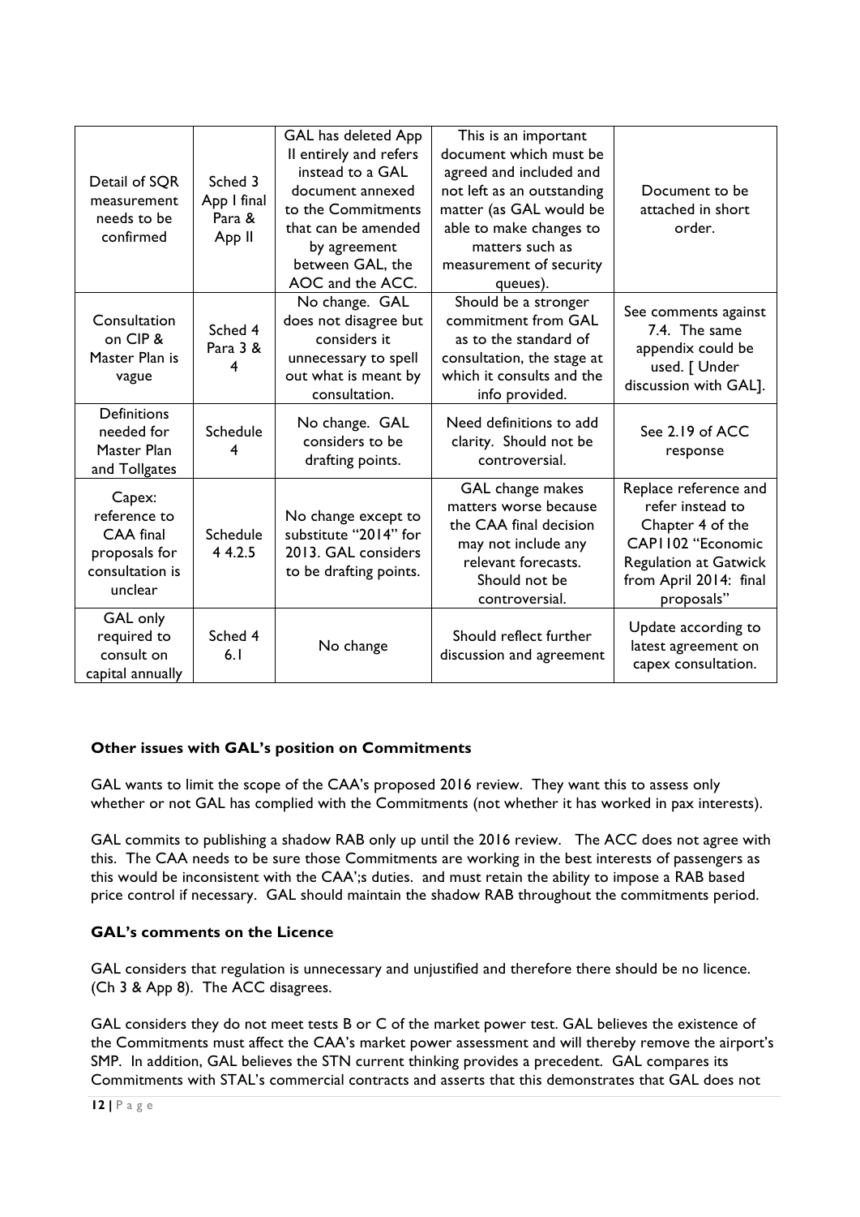| Detail of SQR measurement needs to be confirmed | Sched 3 App I final Para & App II | GAL has deleted App II entirely and refers instead to a GAL document annexed to the Commitments that can be amended by agreement between GAL, the AOC and the ACC. | This is an important document which must be agreed and included and not left as an outstanding matter (as GAL would be able to make changes to matters such as measurement of security queues). | Document to be attached in short order. |
|---|---|---|---|---|
| Consultation on CIP & Master Plan is vague | Sched 4 Para 3 & 4 | No change. GAL does not disagree but considers it unnecessary to spell out what is meant by consultation. | Should be a stronger commitment from GAL as to the standard of consultation, the stage at which it consults and the info provided. | See comments against 7.4. The same appendix could be used. [ Under discussion with GAL]. |
| Definitions needed for Master Plan and Tollgates | Schedule 4 | No change. GAL considers to be drafting points. | Need definitions to add clarity. Should not be controversial. | See 2.19 of ACC response |
| Capex: reference to CAA final proposals for consultation is unclear | Schedule 4 4.2.5 | No change except to substitute "2014" for 2013. GAL considers to be drafting points. | GAL change makes matters worse because the CAA final decision may not include any relevant forecasts. Should not be controversial. | Replace reference and refer instead to Chapter 4 of the CAP1102 "Economic Regulation at Gatwick from April 2014: final proposals" |
| GAL only required to consult on capital annually | Sched 4 6.1 | No change | Should reflect further discussion and agreement | Update according to latest agreement on capex consultation. |

### Other issues with GAL's position on Commitments

GAL wants to limit the scope of the CAA's proposed 2016 review. They want this to assess only whether or not GAL has complied with the Commitments (not whether it has worked in pax interests).

GAL commits to publishing a shadow RAB only up until the 2016 review. The ACC does not agree with this. The CAA needs to be sure those Commitments are working in the best interests of passengers as this would be inconsistent with the CAA';s duties. and must retain the ability to impose a RAB based price control if necessary. GAL should maintain the shadow RAB throughout the commitments period.

### GAL's comments on the Licence

GAL considers that regulation is unnecessary and unjustified and therefore there should be no licence. (Ch 3 & App 8). The ACC disagrees.

GAL considers they do not meet tests B or C of the market power test. GAL believes the existence of the Commitments must affect the CAA's market power assessment and will thereby remove the airport's SMP. In addition, GAL believes the STN current thinking provides a precedent. GAL compares its Commitments with STAL's commercial contracts and asserts that this demonstrates that GAL does not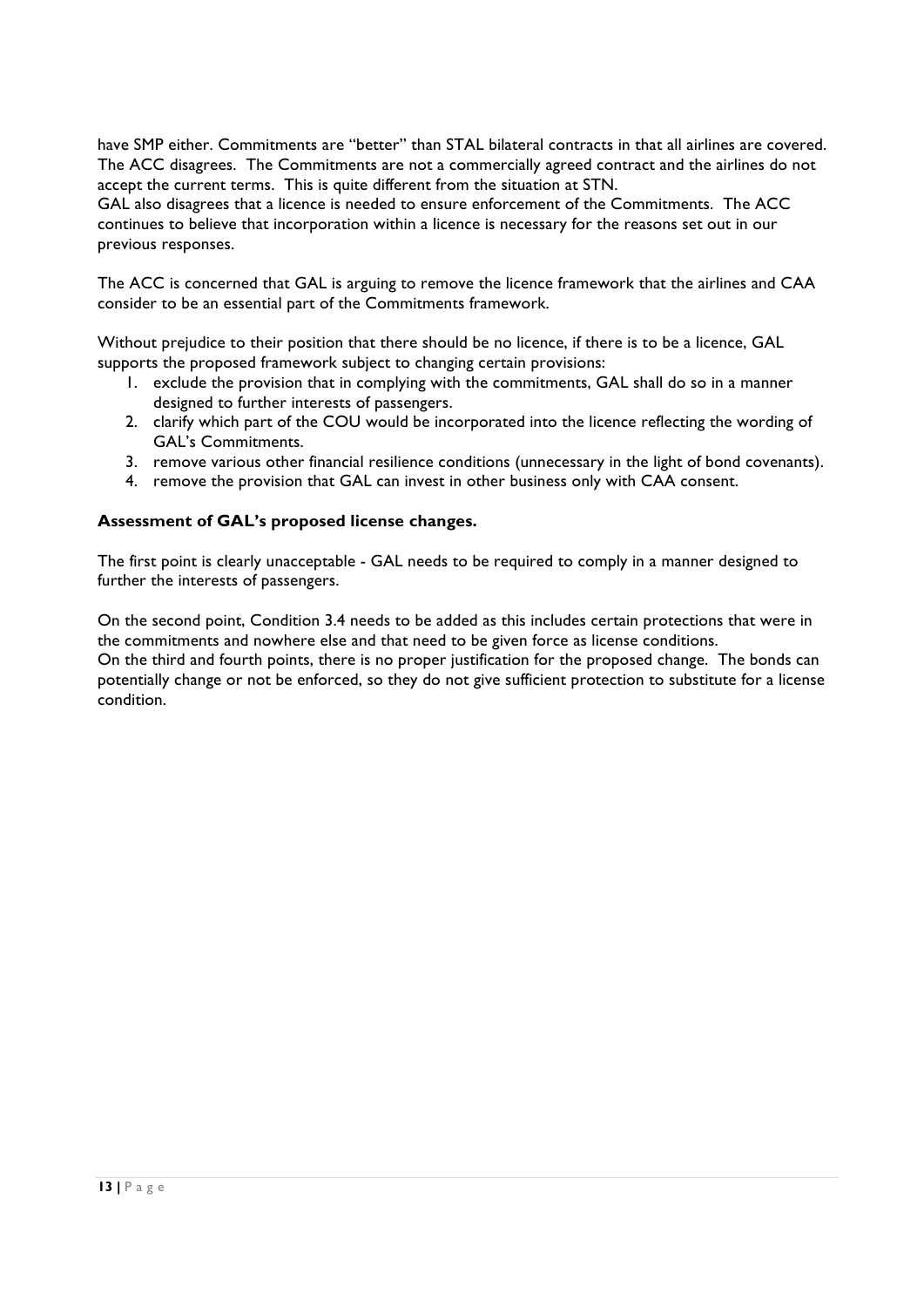have SMP either. Commitments are "better" than STAL bilateral contracts in that all airlines are covered. The ACC disagrees. The Commitments are not a commercially agreed contract and the airlines do not accept the current terms. This is quite different from the situation at STN.
GAL also disagrees that a licence is needed to ensure enforcement of the Commitments. The ACC continues to believe that incorporation within a licence is necessary for the reasons set out in our previous responses.

The ACC is concerned that GAL is arguing to remove the licence framework that the airlines and CAA consider to be an essential part of the Commitments framework.

Without prejudice to their position that there should be no licence, if there is to be a licence, GAL supports the proposed framework subject to changing certain provisions:

1. exclude the provision that in complying with the commitments, GAL shall do so in a manner designed to further interests of passengers.
2. clarify which part of the COU would be incorporated into the licence reflecting the wording of GAL's Commitments.
3. remove various other financial resilience conditions (unnecessary in the light of bond covenants).
4. remove the provision that GAL can invest in other business only with CAA consent.

**Assessment of GAL's proposed license changes.**

The first point is clearly unacceptable - GAL needs to be required to comply in a manner designed to further the interests of passengers.

On the second point, Condition 3.4 needs to be added as this includes certain protections that were in the commitments and nowhere else and that need to be given force as license conditions.
On the third and fourth points, there is no proper justification for the proposed change. The bonds can potentially change or not be enforced, so they do not give sufficient protection to substitute for a license condition.